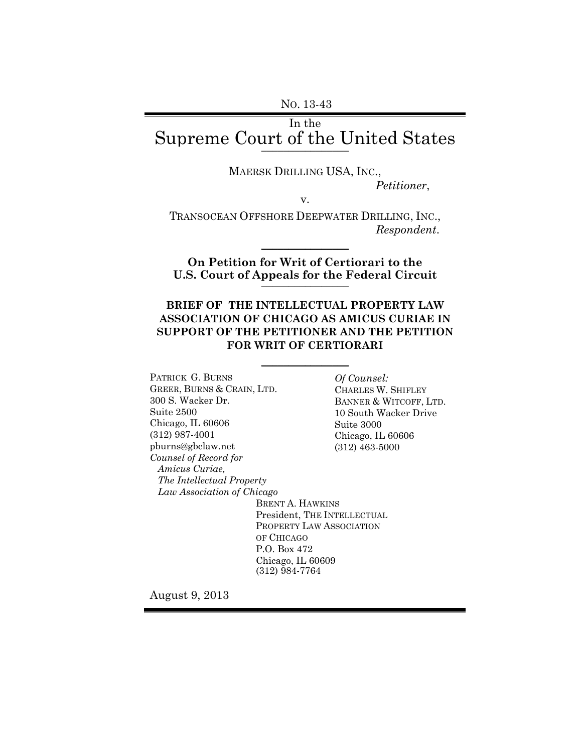NO. 13-43

In the

# Supreme Court of the United States

MAERSK DRILLING USA, INC.,

*Petitioner*,

v.

TRANSOCEAN OFFSHORE DEEPWATER DRILLING, INC.,

*Respondent*.

**On Petition for Writ of Certiorari to the U.S. Court of Appeals for the Federal Circuit**

**BRIEF OF THE INTELLECTUAL PROPERTY LAW ASSOCIATION OF CHICAGO AS AMICUS CURIAE IN SUPPORT OF THE PETITIONER AND THE PETITION FOR WRIT OF CERTIORARI**

PATRICK G. BURNS
GREER, BURNS & CRAIN, LTD.
300 S. Wacker Dr.
Suite 2500
Chicago, IL 60606
(312) 987-4001
pburns@gbclaw.net
*Counsel of Record for Amicus Curiae, The Intellectual Property Law Association of Chicago*

*Of Counsel:*
CHARLES W. SHIFLEY
BANNER & WITCOFF, LTD.
10 South Wacker Drive
Suite 3000
Chicago, IL 60606
(312) 463-5000

BRENT A. HAWKINS
President, THE INTELLECTUAL PROPERTY LAW ASSOCIATION OF CHICAGO
P.O. Box 472
Chicago, IL 60609
(312) 984-7764

August 9, 2013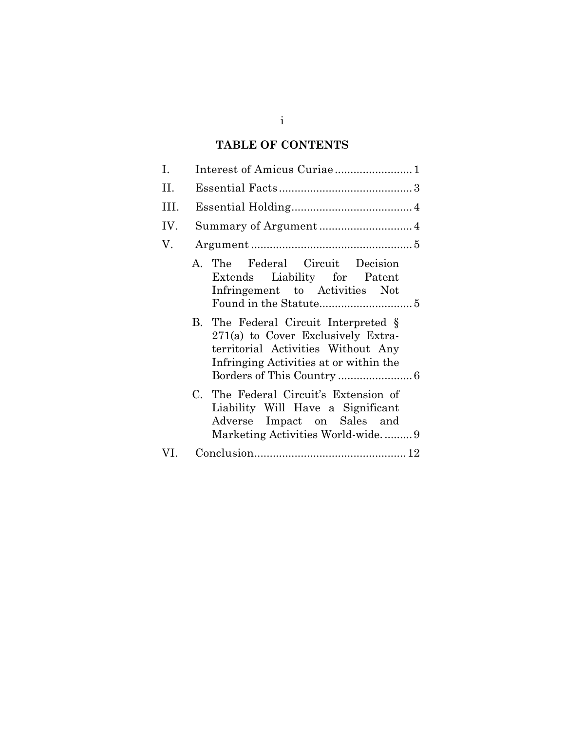## TABLE OF CONTENTS

I. Interest of Amicus Curiae ........................ 1

II. Essential Facts .......................................... 3

III. Essential Holding...................................... 4

IV. Summary of Argument ............................. 4

V. Argument ................................................... 5

- A. The Federal Circuit Decision Extends Liability for Patent Infringement to Activities Not Found in the Statute.............................. 5
- B. The Federal Circuit Interpreted § 271(a) to Cover Exclusively Extra-territorial Activities Without Any Infringing Activities at or within the Borders of This Country ........................ 6
- C. The Federal Circuit's Extension of Liability Will Have a Significant Adverse Impact on Sales and Marketing Activities World-wide. ......... 9

VI. Conclusion................................................ 12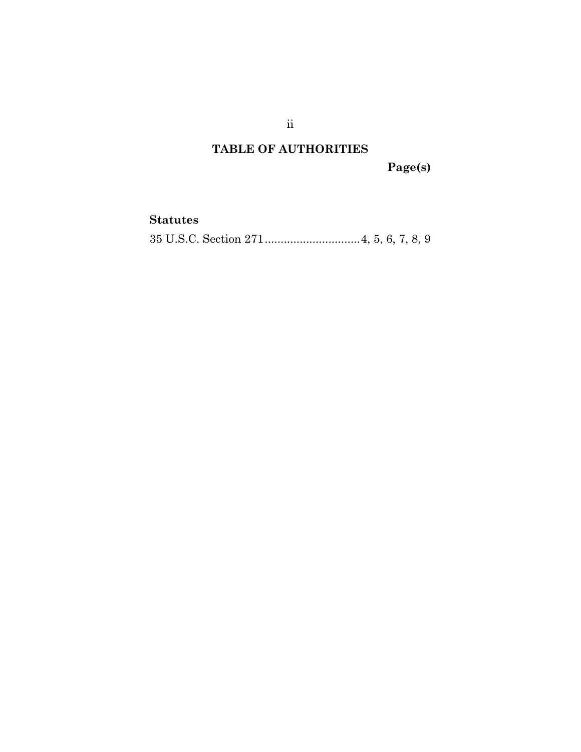# TABLE OF AUTHORITIES

**Page(s)**

**Statutes**

35 U.S.C. Section 271..............................4, 5, 6, 7, 8, 9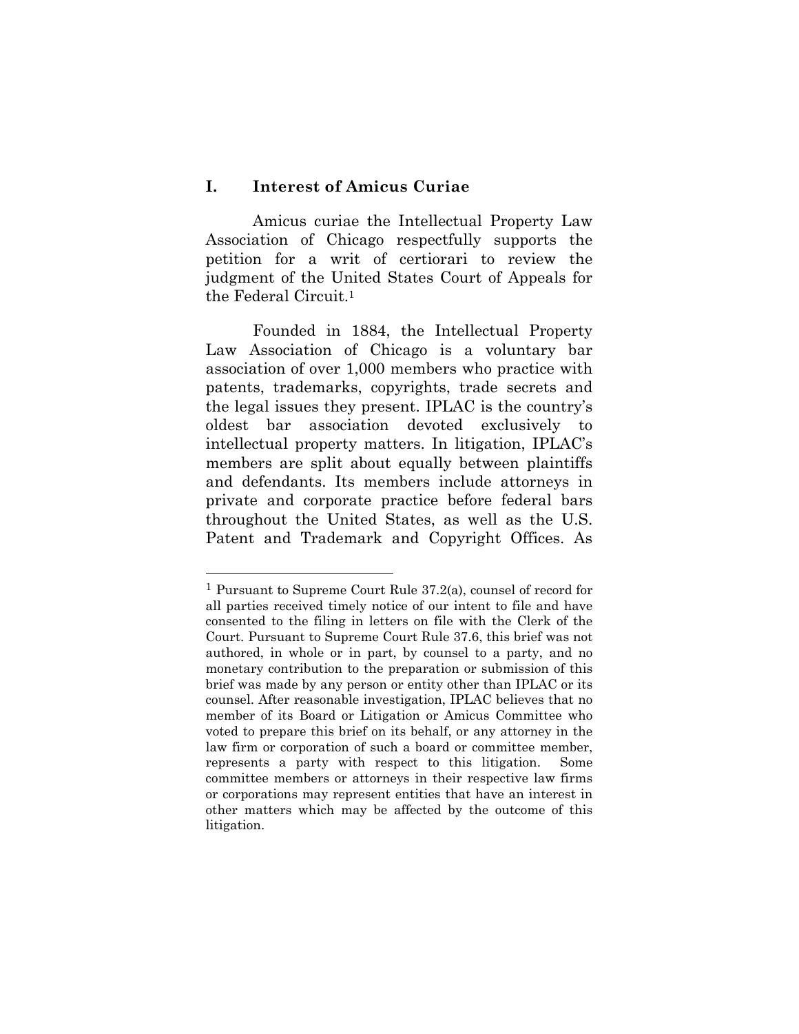## I. Interest of Amicus Curiae

Amicus curiae the Intellectual Property Law Association of Chicago respectfully supports the petition for a writ of certiorari to review the judgment of the United States Court of Appeals for the Federal Circuit.[1]

Founded in 1884, the Intellectual Property Law Association of Chicago is a voluntary bar association of over 1,000 members who practice with patents, trademarks, copyrights, trade secrets and the legal issues they present. IPLAC is the country's oldest bar association devoted exclusively to intellectual property matters. In litigation, IPLAC's members are split about equally between plaintiffs and defendants. Its members include attorneys in private and corporate practice before federal bars throughout the United States, as well as the U.S. Patent and Trademark and Copyright Offices. As

---

[1] Pursuant to Supreme Court Rule 37.2(a), counsel of record for all parties received timely notice of our intent to file and have consented to the filing in letters on file with the Clerk of the Court. Pursuant to Supreme Court Rule 37.6, this brief was not authored, in whole or in part, by counsel to a party, and no monetary contribution to the preparation or submission of this brief was made by any person or entity other than IPLAC or its counsel. After reasonable investigation, IPLAC believes that no member of its Board or Litigation or Amicus Committee who voted to prepare this brief on its behalf, or any attorney in the law firm or corporation of such a board or committee member, represents a party with respect to this litigation. Some committee members or attorneys in their respective law firms or corporations may represent entities that have an interest in other matters which may be affected by the outcome of this litigation.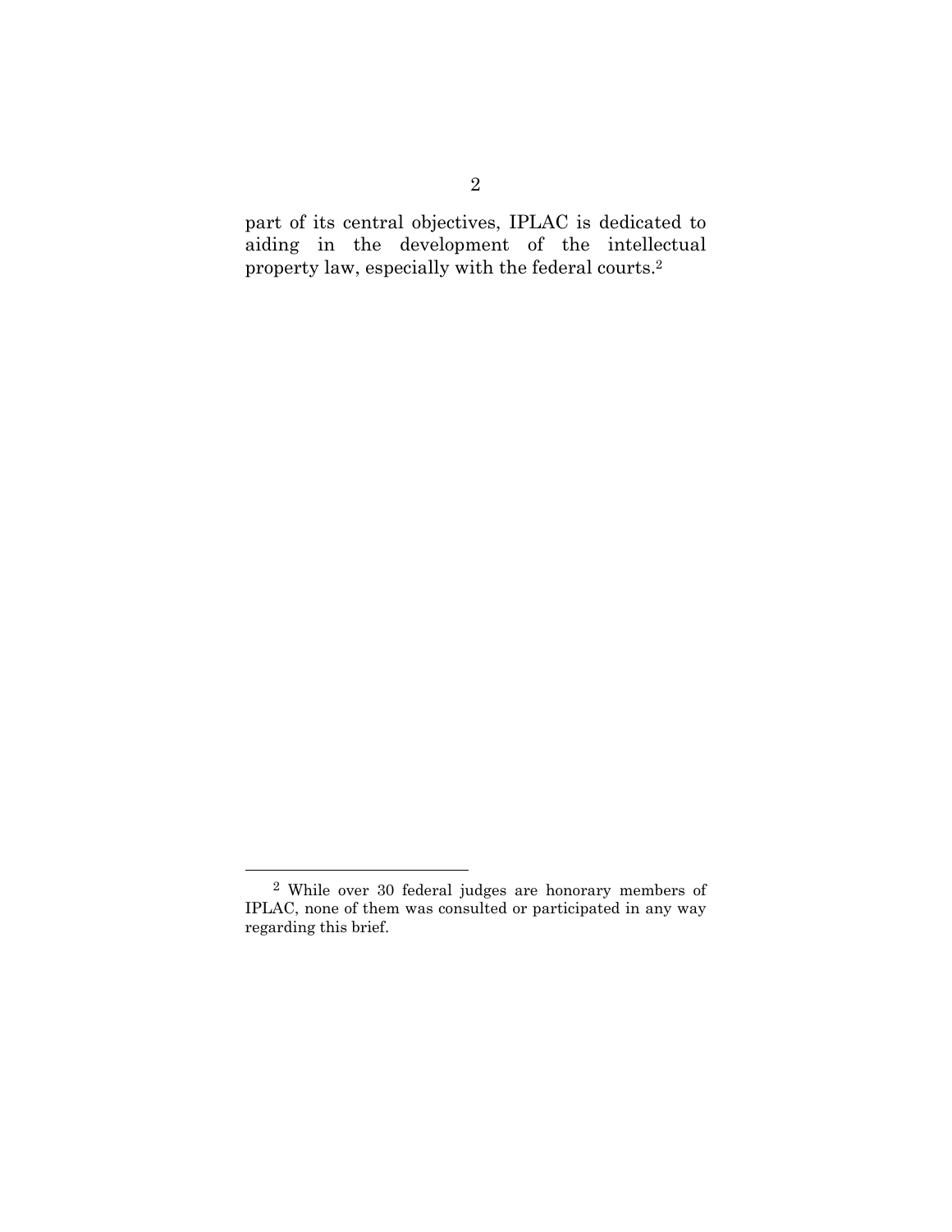part of its central objectives, IPLAC is dedicated to aiding in the development of the intellectual property law, especially with the federal courts.[2]

---

[2] While over 30 federal judges are honorary members of IPLAC, none of them was consulted or participated in any way regarding this brief.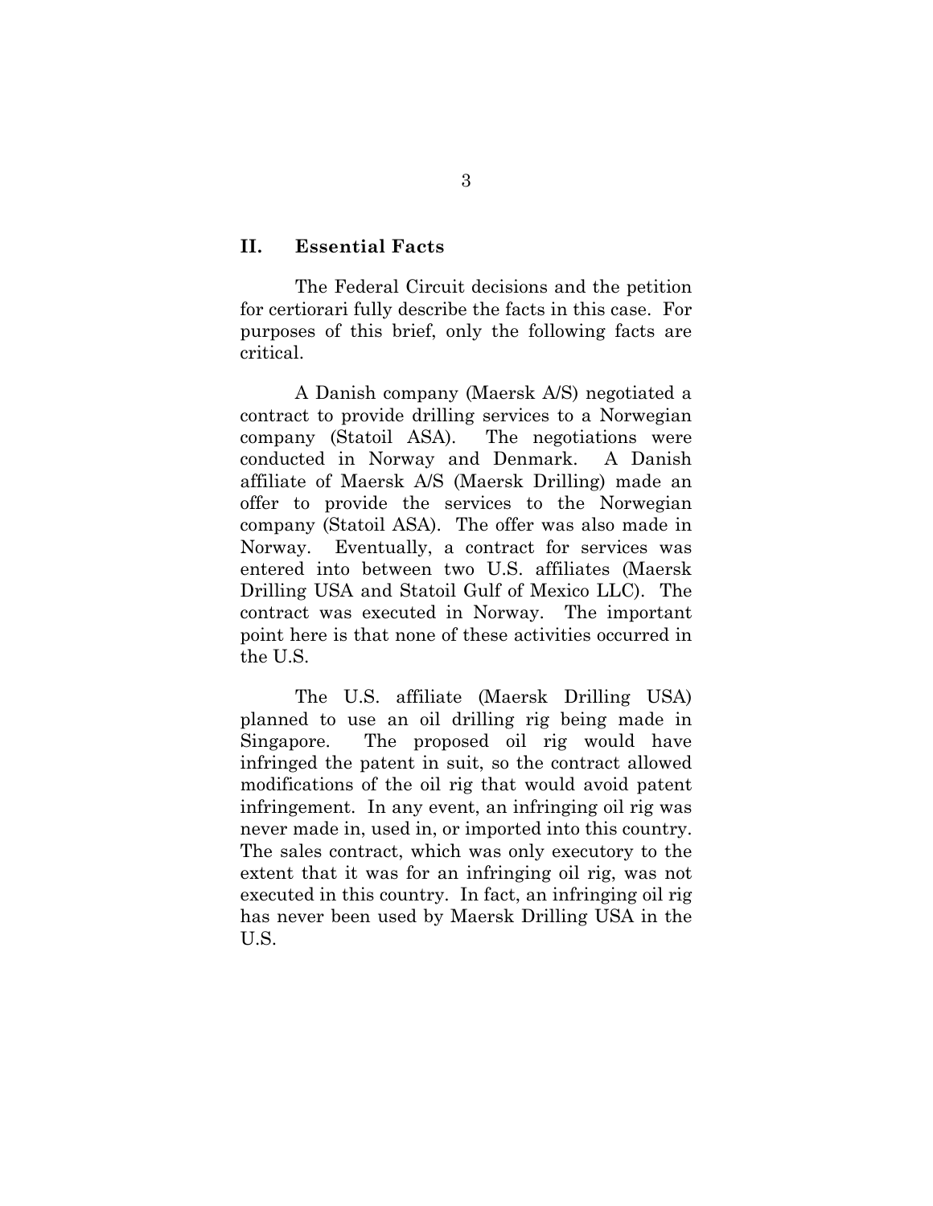## II. Essential Facts

The Federal Circuit decisions and the petition for certiorari fully describe the facts in this case. For purposes of this brief, only the following facts are critical.

A Danish company (Maersk A/S) negotiated a contract to provide drilling services to a Norwegian company (Statoil ASA). The negotiations were conducted in Norway and Denmark. A Danish affiliate of Maersk A/S (Maersk Drilling) made an offer to provide the services to the Norwegian company (Statoil ASA). The offer was also made in Norway. Eventually, a contract for services was entered into between two U.S. affiliates (Maersk Drilling USA and Statoil Gulf of Mexico LLC). The contract was executed in Norway. The important point here is that none of these activities occurred in the U.S.

The U.S. affiliate (Maersk Drilling USA) planned to use an oil drilling rig being made in Singapore. The proposed oil rig would have infringed the patent in suit, so the contract allowed modifications of the oil rig that would avoid patent infringement. In any event, an infringing oil rig was never made in, used in, or imported into this country. The sales contract, which was only executory to the extent that it was for an infringing oil rig, was not executed in this country. In fact, an infringing oil rig has never been used by Maersk Drilling USA in the U.S.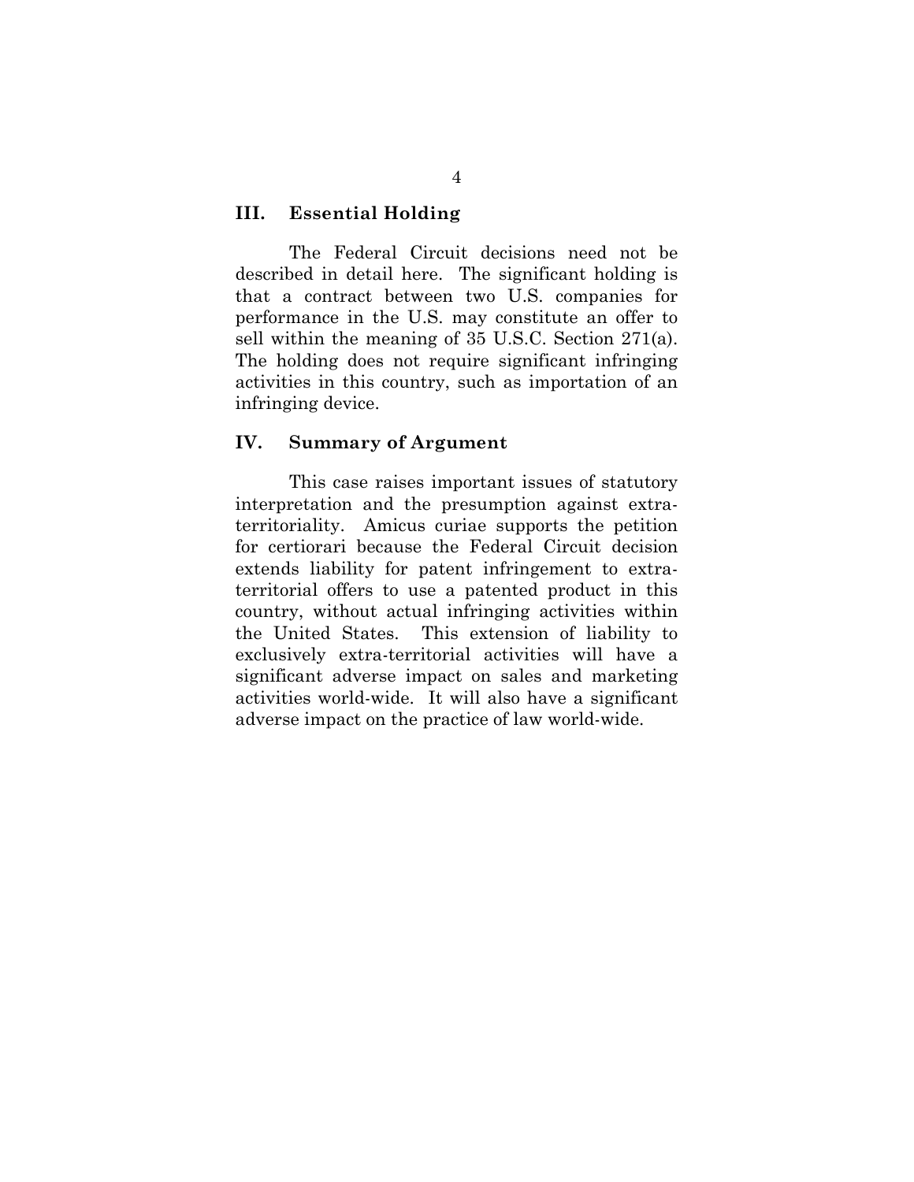## III. Essential Holding

The Federal Circuit decisions need not be described in detail here. The significant holding is that a contract between two U.S. companies for performance in the U.S. may constitute an offer to sell within the meaning of 35 U.S.C. Section 271(a). The holding does not require significant infringing activities in this country, such as importation of an infringing device.

## IV. Summary of Argument

This case raises important issues of statutory interpretation and the presumption against extra-territoriality. Amicus curiae supports the petition for certiorari because the Federal Circuit decision extends liability for patent infringement to extra-territorial offers to use a patented product in this country, without actual infringing activities within the United States. This extension of liability to exclusively extra-territorial activities will have a significant adverse impact on sales and marketing activities world-wide. It will also have a significant adverse impact on the practice of law world-wide.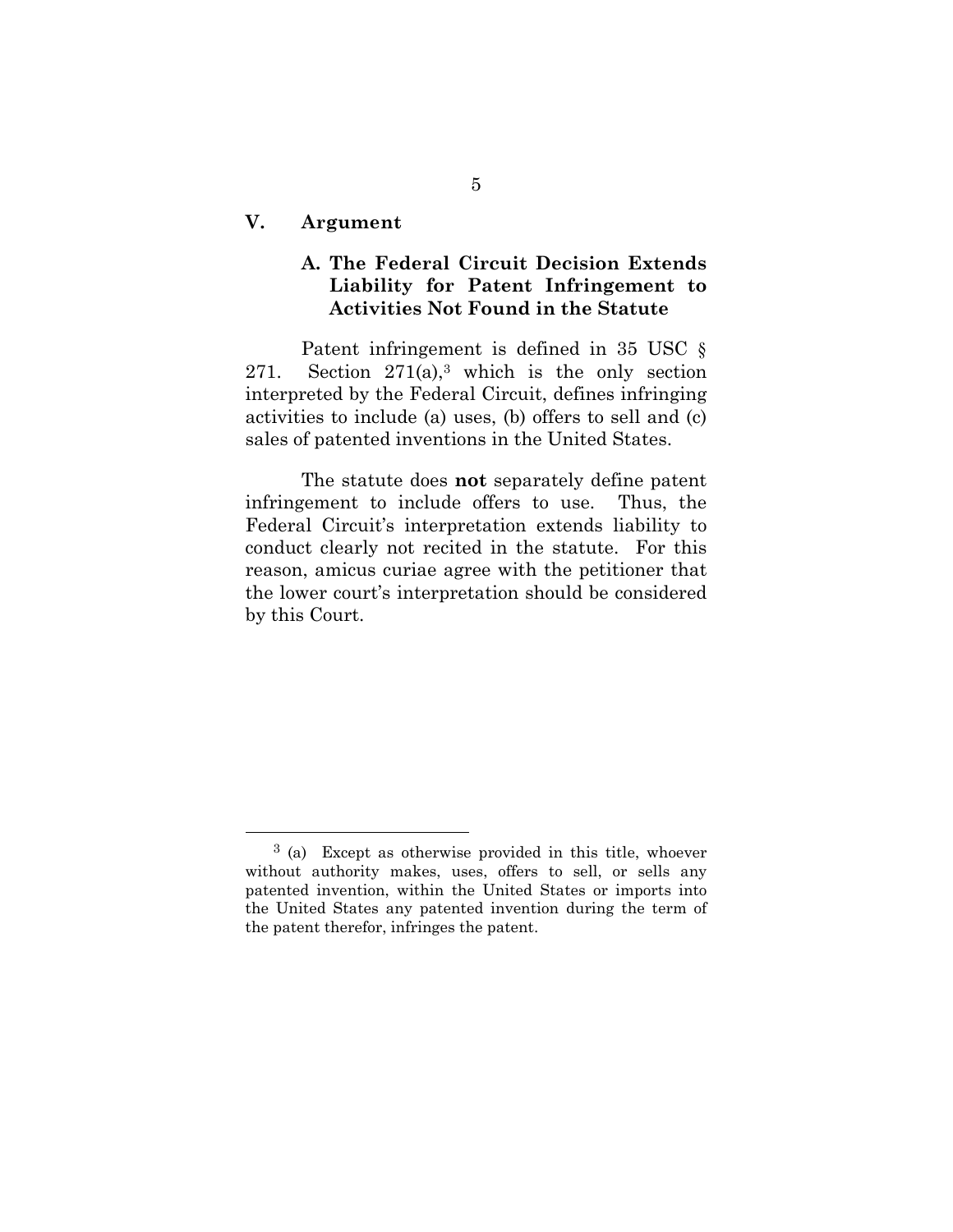## V. Argument

### A. The Federal Circuit Decision Extends Liability for Patent Infringement to Activities Not Found in the Statute

Patent infringement is defined in 35 USC § 271. Section 271(a),[3] which is the only section interpreted by the Federal Circuit, defines infringing activities to include (a) uses, (b) offers to sell and (c) sales of patented inventions in the United States.

The statute does **not** separately define patent infringement to include offers to use. Thus, the Federal Circuit's interpretation extends liability to conduct clearly not recited in the statute. For this reason, amicus curiae agree with the petitioner that the lower court's interpretation should be considered by this Court.

---

[3] (a) Except as otherwise provided in this title, whoever without authority makes, uses, offers to sell, or sells any patented invention, within the United States or imports into the United States any patented invention during the term of the patent therefor, infringes the patent.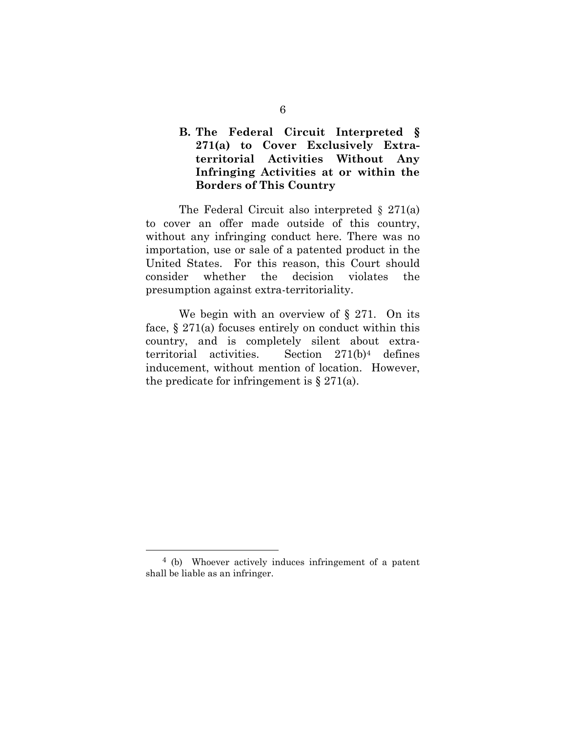### B. The Federal Circuit Interpreted § 271(a) to Cover Exclusively Extra-territorial Activities Without Any Infringing Activities at or within the Borders of This Country

The Federal Circuit also interpreted § 271(a) to cover an offer made outside of this country, without any infringing conduct here. There was no importation, use or sale of a patented product in the United States. For this reason, this Court should consider whether the decision violates the presumption against extra-territoriality.

We begin with an overview of § 271. On its face, § 271(a) focuses entirely on conduct within this country, and is completely silent about extra-territorial activities. Section 271(b)[4] defines inducement, without mention of location. However, the predicate for infringement is § 271(a).

---

[4] (b) Whoever actively induces infringement of a patent shall be liable as an infringer.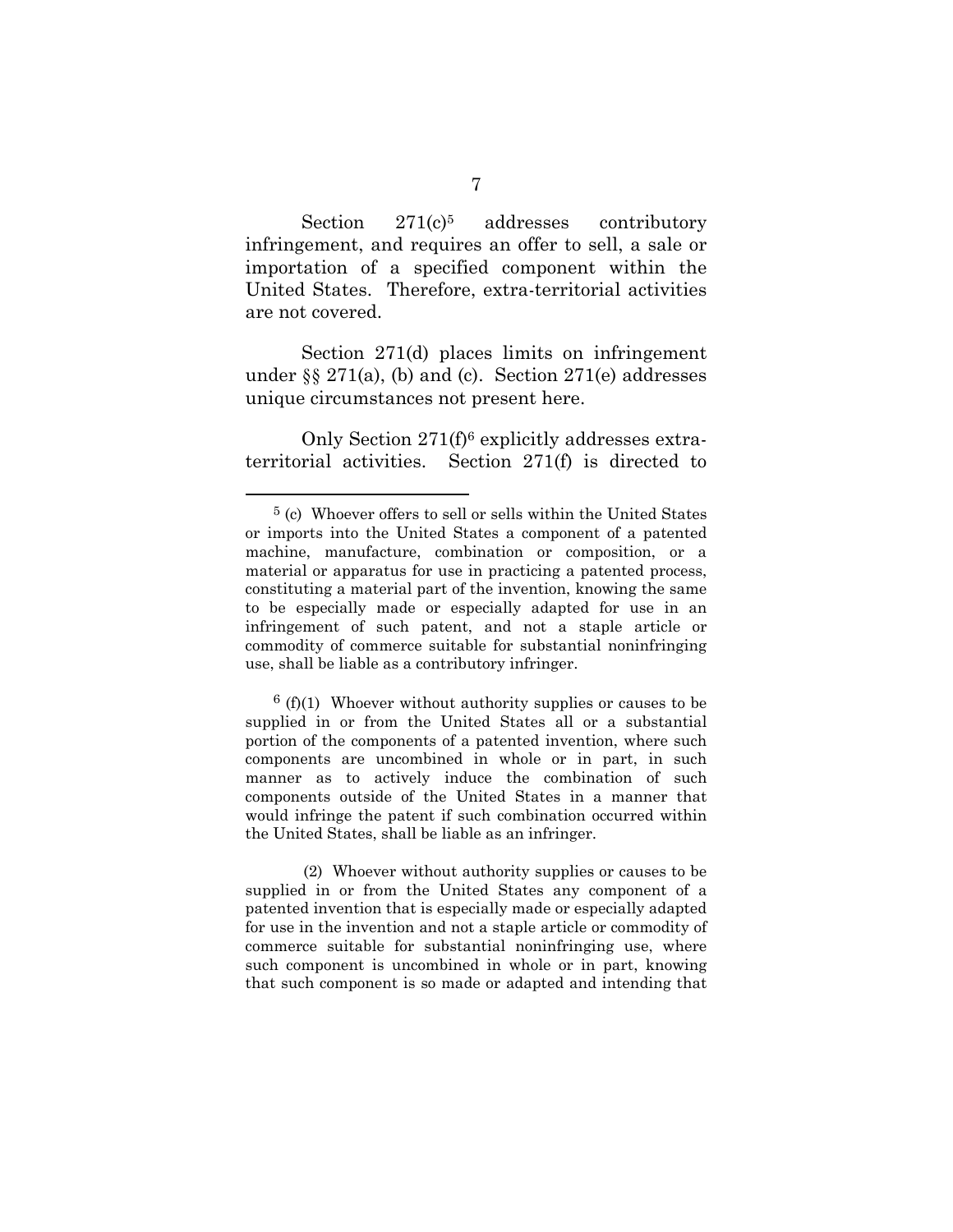Section 271(c)[5] addresses contributory infringement, and requires an offer to sell, a sale or importation of a specified component within the United States. Therefore, extra-territorial activities are not covered.

Section 271(d) places limits on infringement under §§ 271(a), (b) and (c). Section 271(e) addresses unique circumstances not present here.

Only Section 271(f)[6] explicitly addresses extra-territorial activities. Section 271(f) is directed to

---

[5] (c) Whoever offers to sell or sells within the United States or imports into the United States a component of a patented machine, manufacture, combination or composition, or a material or apparatus for use in practicing a patented process, constituting a material part of the invention, knowing the same to be especially made or especially adapted for use in an infringement of such patent, and not a staple article or commodity of commerce suitable for substantial noninfringing use, shall be liable as a contributory infringer.

[6] (f)(1) Whoever without authority supplies or causes to be supplied in or from the United States all or a substantial portion of the components of a patented invention, where such components are uncombined in whole or in part, in such manner as to actively induce the combination of such components outside of the United States in a manner that would infringe the patent if such combination occurred within the United States, shall be liable as an infringer.

(2) Whoever without authority supplies or causes to be supplied in or from the United States any component of a patented invention that is especially made or especially adapted for use in the invention and not a staple article or commodity of commerce suitable for substantial noninfringing use, where such component is uncombined in whole or in part, knowing that such component is so made or adapted and intending that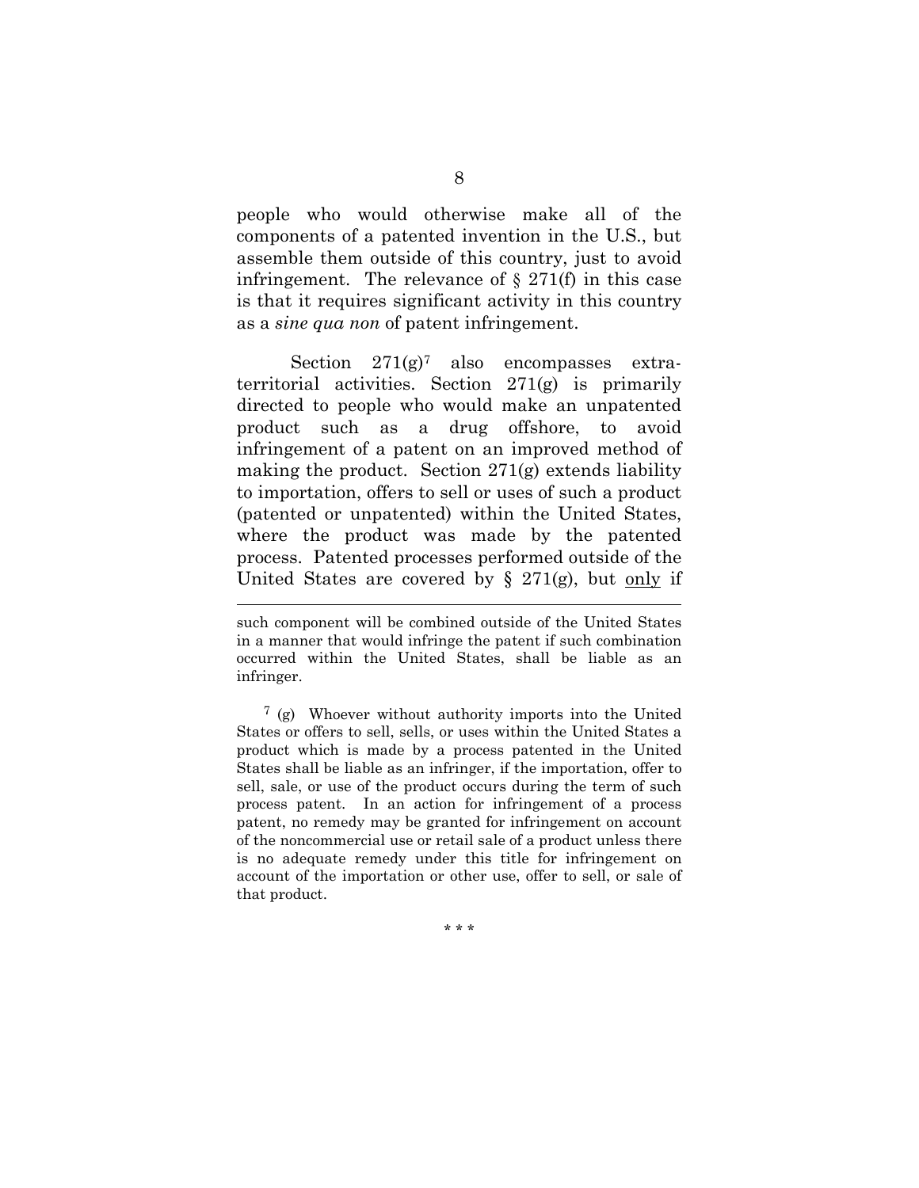people who would otherwise make all of the components of a patented invention in the U.S., but assemble them outside of this country, just to avoid infringement. The relevance of § 271(f) in this case is that it requires significant activity in this country as a *sine qua non* of patent infringement.

Section 271(g)[7] also encompasses extra-territorial activities. Section 271(g) is primarily directed to people who would make an unpatented product such as a drug offshore, to avoid infringement of a patent on an improved method of making the product. Section 271(g) extends liability to importation, offers to sell or uses of such a product (patented or unpatented) within the United States, where the product was made by the patented process. Patented processes performed outside of the United States are covered by § 271(g), but <u>only</u> if

---

such component will be combined outside of the United States in a manner that would infringe the patent if such combination occurred within the United States, shall be liable as an infringer.

[7] (g) Whoever without authority imports into the United States or offers to sell, sells, or uses within the United States a product which is made by a process patented in the United States shall be liable as an infringer, if the importation, offer to sell, sale, or use of the product occurs during the term of such process patent. In an action for infringement of a process patent, no remedy may be granted for infringement on account of the noncommercial use or retail sale of a product unless there is no adequate remedy under this title for infringement on account of the importation or other use, offer to sell, or sale of that product.

\* \* \*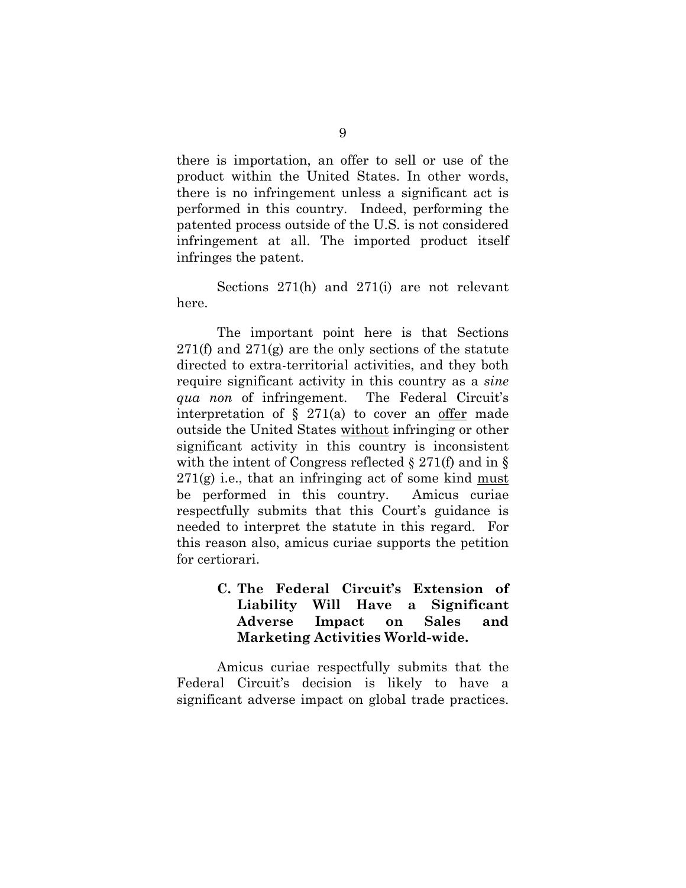there is importation, an offer to sell or use of the product within the United States. In other words, there is no infringement unless a significant act is performed in this country. Indeed, performing the patented process outside of the U.S. is not considered infringement at all. The imported product itself infringes the patent.

Sections 271(h) and 271(i) are not relevant here.

The important point here is that Sections 271(f) and 271(g) are the only sections of the statute directed to extra-territorial activities, and they both require significant activity in this country as a *sine qua non* of infringement. The Federal Circuit's interpretation of § 271(a) to cover an <u>offer</u> made outside the United States <u>without</u> infringing or other significant activity in this country is inconsistent with the intent of Congress reflected § 271(f) and in § 271(g) i.e., that an infringing act of some kind <u>must</u> be performed in this country. Amicus curiae respectfully submits that this Court's guidance is needed to interpret the statute in this regard. For this reason also, amicus curiae supports the petition for certiorari.

### C. The Federal Circuit's Extension of Liability Will Have a Significant Adverse Impact on Sales and Marketing Activities World-wide.

Amicus curiae respectfully submits that the Federal Circuit's decision is likely to have a significant adverse impact on global trade practices.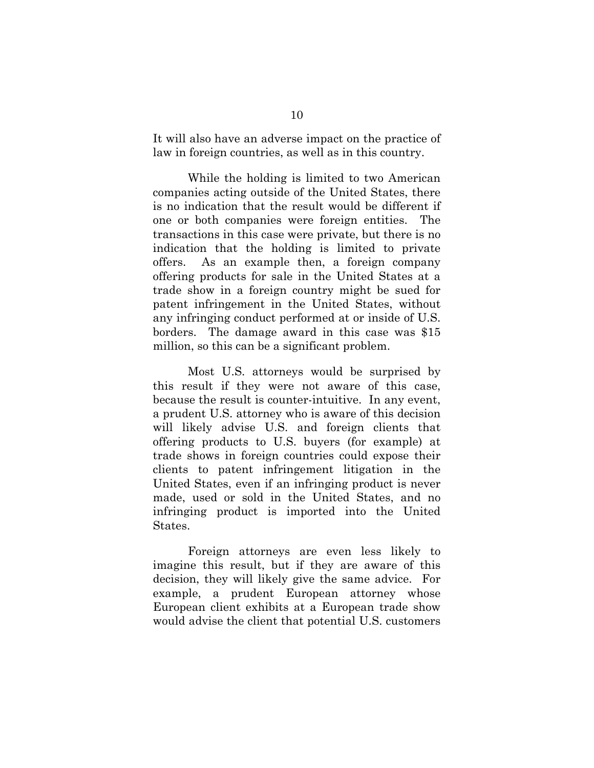It will also have an adverse impact on the practice of law in foreign countries, as well as in this country.

While the holding is limited to two American companies acting outside of the United States, there is no indication that the result would be different if one or both companies were foreign entities. The transactions in this case were private, but there is no indication that the holding is limited to private offers. As an example then, a foreign company offering products for sale in the United States at a trade show in a foreign country might be sued for patent infringement in the United States, without any infringing conduct performed at or inside of U.S. borders. The damage award in this case was $15 million, so this can be a significant problem.

Most U.S. attorneys would be surprised by this result if they were not aware of this case, because the result is counter-intuitive. In any event, a prudent U.S. attorney who is aware of this decision will likely advise U.S. and foreign clients that offering products to U.S. buyers (for example) at trade shows in foreign countries could expose their clients to patent infringement litigation in the United States, even if an infringing product is never made, used or sold in the United States, and no infringing product is imported into the United States.

Foreign attorneys are even less likely to imagine this result, but if they are aware of this decision, they will likely give the same advice. For example, a prudent European attorney whose European client exhibits at a European trade show would advise the client that potential U.S. customers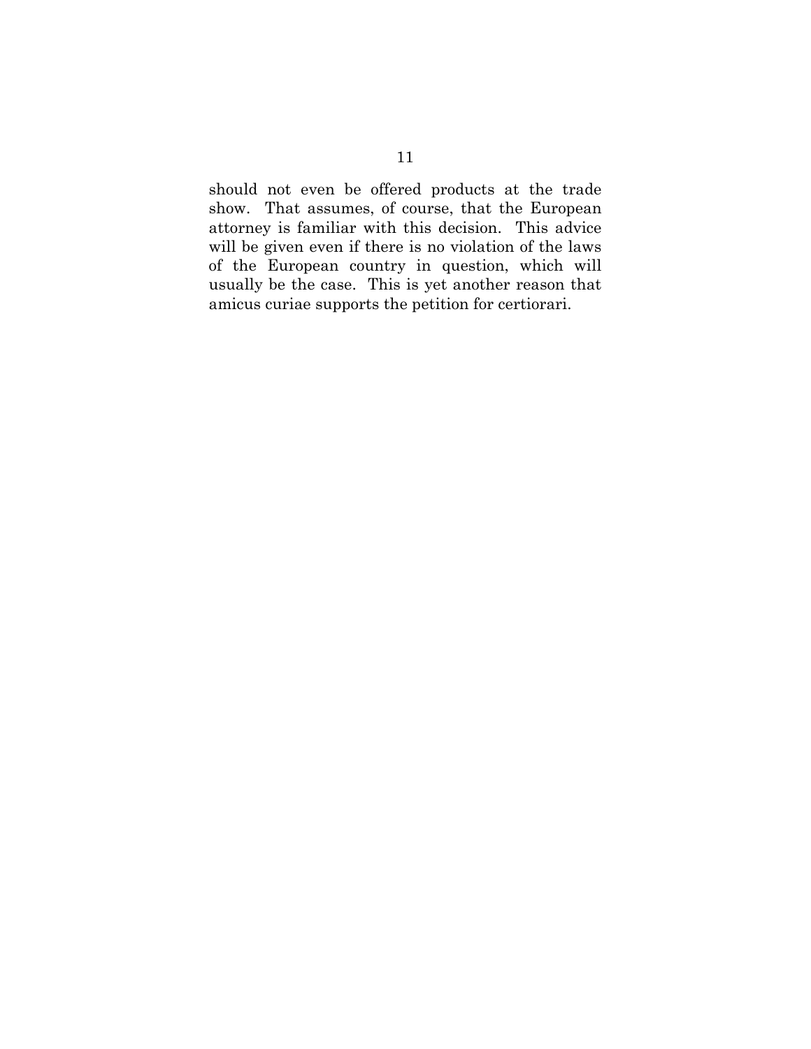should not even be offered products at the trade show. That assumes, of course, that the European attorney is familiar with this decision. This advice will be given even if there is no violation of the laws of the European country in question, which will usually be the case. This is yet another reason that amicus curiae supports the petition for certiorari.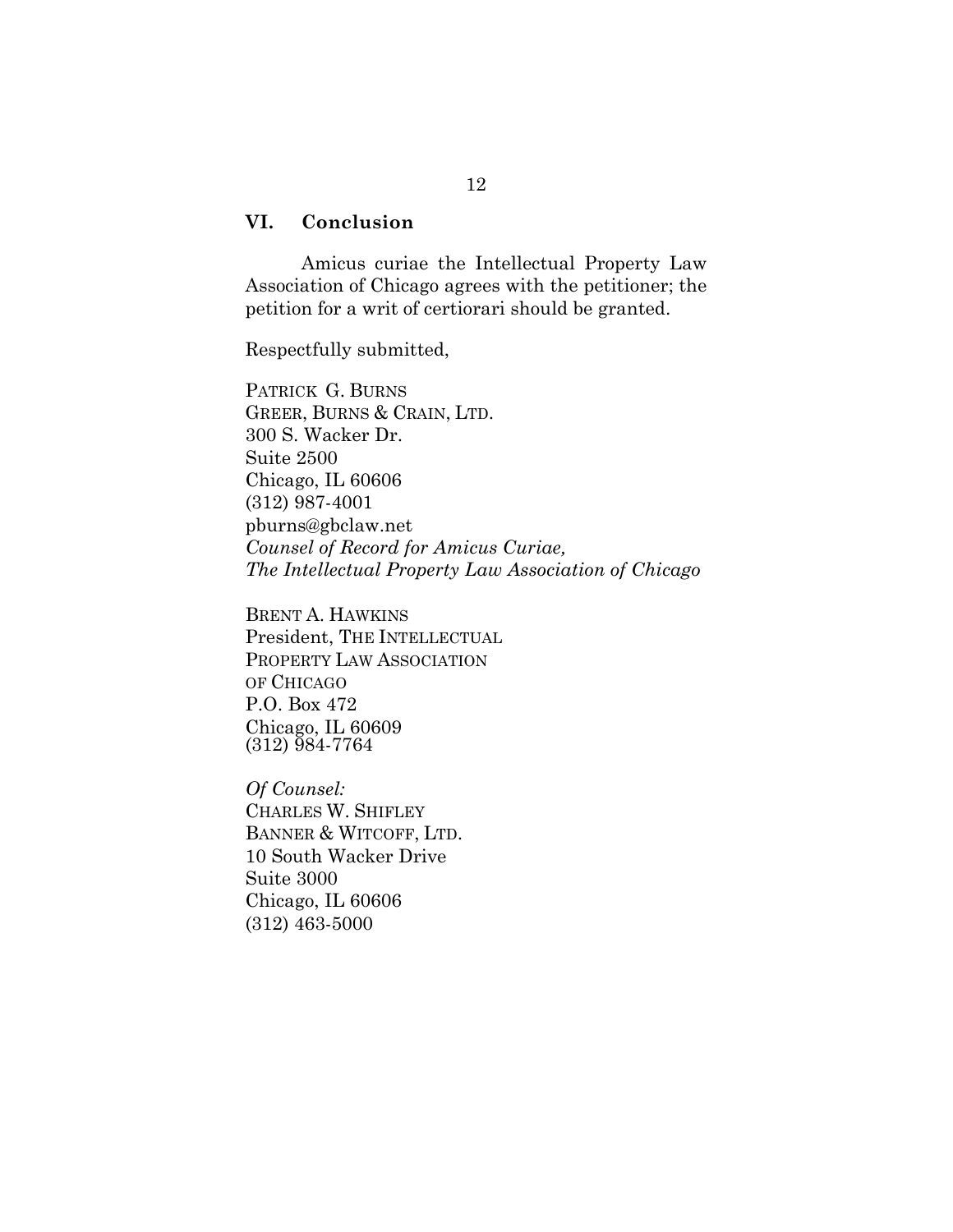## VI. Conclusion

Amicus curiae the Intellectual Property Law Association of Chicago agrees with the petitioner; the petition for a writ of certiorari should be granted.

Respectfully submitted,

PATRICK G. BURNS
GREER, BURNS & CRAIN, LTD.
300 S. Wacker Dr.
Suite 2500
Chicago, IL 60606
(312) 987-4001
pburns@gbclaw.net
*Counsel of Record for Amicus Curiae,*
*The Intellectual Property Law Association of Chicago*

BRENT A. HAWKINS
President, THE INTELLECTUAL PROPERTY LAW ASSOCIATION OF CHICAGO
P.O. Box 472
Chicago, IL 60609
(312) 984-7764

*Of Counsel:*
CHARLES W. SHIFLEY
BANNER & WITCOFF, LTD.
10 South Wacker Drive
Suite 3000
Chicago, IL 60606
(312) 463-5000